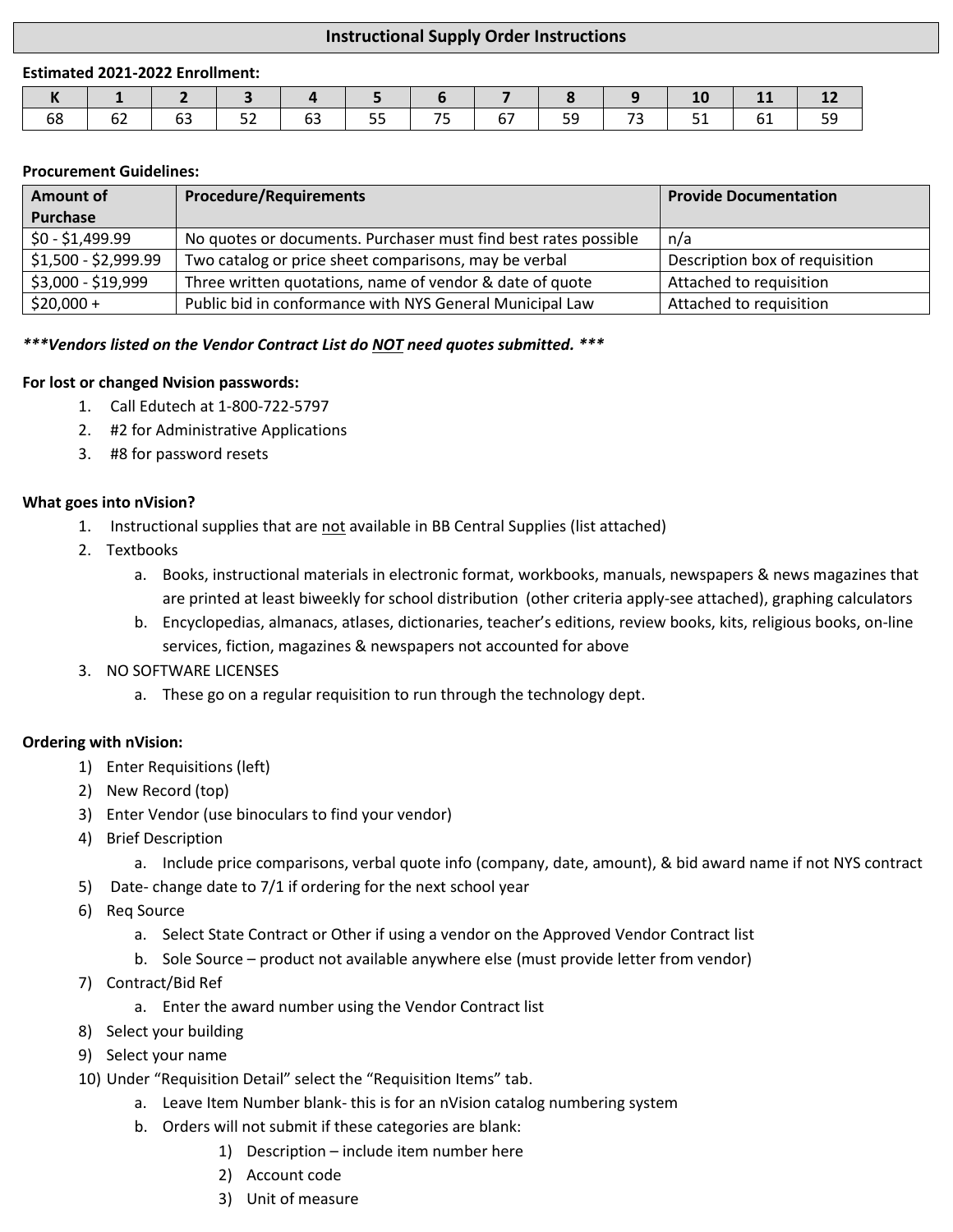# Instructional Supply Order Instructions

**Estimated 2021-2022 Enrollment:**

| K | 1 | 2 | 3 | 4 | 5 | 6 | 7 | 8 | 9 | 10 | 11 | 12 |
|---|---|---|---|---|---|---|---|---|---|---|---|---|
| 68 | 62 | 63 | 52 | 63 | 55 | 75 | 67 | 59 | 73 | 51 | 61 | 59 |

**Procurement Guidelines:**

| Amount of Purchase | Procedure/Requirements | Provide Documentation |
|---|---|---|
| $0 - $1,499.99 | No quotes or documents. Purchaser must find best rates possible | n/a |
| $1,500 - $2,999.99 | Two catalog or price sheet comparisons, may be verbal | Description box of requisition |
| $3,000 - $19,999 | Three written quotations, name of vendor & date of quote | Attached to requisition |
| $20,000 + | Public bid in conformance with NYS General Municipal Law | Attached to requisition |

***\*\*\*Vendors listed on the Vendor Contract List do NOT need quotes submitted. \*\*\****

**For lost or changed Nvision passwords:**

1. Call Edutech at 1-800-722-5797
2. #2 for Administrative Applications
3. #8 for password resets

**What goes into nVision?**

1. Instructional supplies that are not available in BB Central Supplies (list attached)
2. Textbooks
    a. Books, instructional materials in electronic format, workbooks, manuals, newspapers & news magazines that are printed at least biweekly for school distribution (other criteria apply-see attached), graphing calculators
    b. Encyclopedias, almanacs, atlases, dictionaries, teacher's editions, review books, kits, religious books, on-line services, fiction, magazines & newspapers not accounted for above
3. NO SOFTWARE LICENSES
    a. These go on a regular requisition to run through the technology dept.

**Ordering with nVision:**

1) Enter Requisitions (left)
2) New Record (top)
3) Enter Vendor (use binoculars to find your vendor)
4) Brief Description
    a. Include price comparisons, verbal quote info (company, date, amount), & bid award name if not NYS contract
5) Date- change date to 7/1 if ordering for the next school year
6) Req Source
    a. Select State Contract or Other if using a vendor on the Approved Vendor Contract list
    b. Sole Source – product not available anywhere else (must provide letter from vendor)
7) Contract/Bid Ref
    a. Enter the award number using the Vendor Contract list
8) Select your building
9) Select your name
10) Under "Requisition Detail" select the "Requisition Items" tab.
    a. Leave Item Number blank- this is for an nVision catalog numbering system
    b. Orders will not submit if these categories are blank:
        1) Description – include item number here
        2) Account code
        3) Unit of measure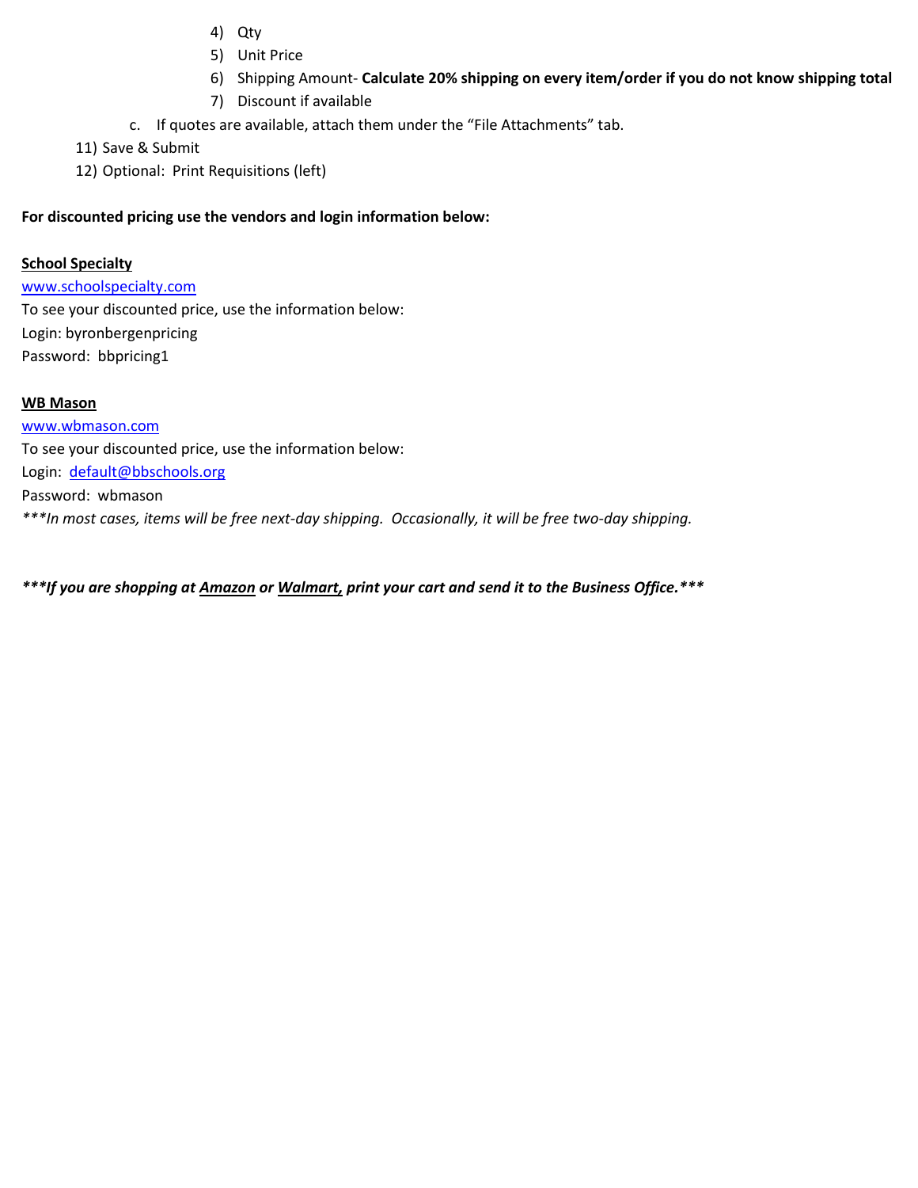4) Qty
5) Unit Price
6) Shipping Amount- **Calculate 20% shipping on every item/order if you do not know shipping total**
7) Discount if available

c. If quotes are available, attach them under the "File Attachments" tab.

11) Save & Submit
12) Optional: Print Requisitions (left)

**For discounted pricing use the vendors and login information below:**

**School Specialty**
www.schoolspecialty.com
To see your discounted price, use the information below:
Login: byronbergenpricing
Password: bbpricing1

**WB Mason**
www.wbmason.com
To see your discounted price, use the information below:
Login: default@bbschools.org
Password: wbmason
*\*\*\*In most cases, items will be free next-day shipping. Occasionally, it will be free two-day shipping.*

***\*\*\*If you are shopping at Amazon or Walmart, print your cart and send it to the Business Office.\*\*\****